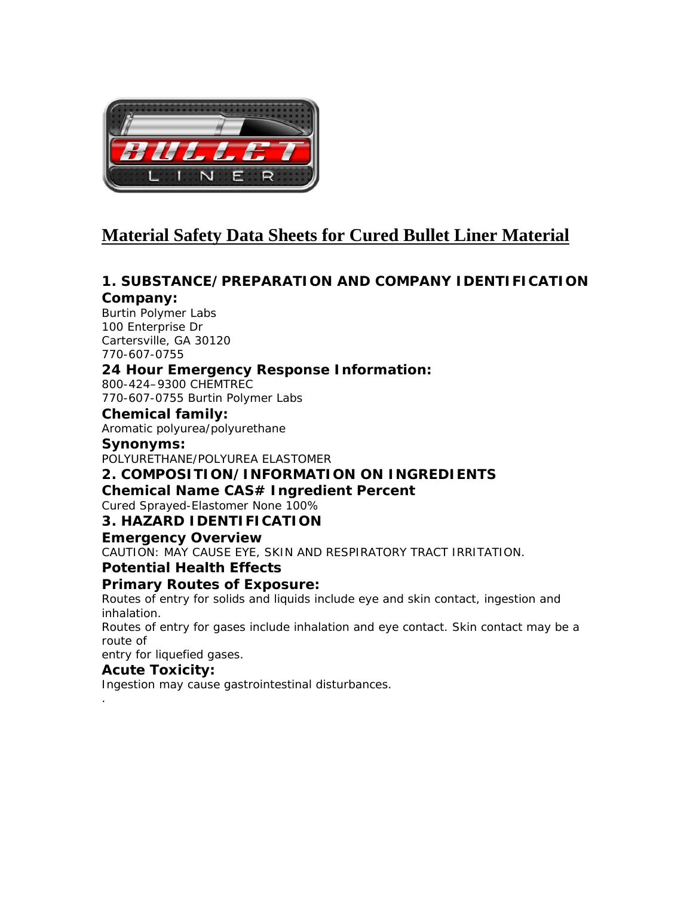# Material Safety Data Sheets for Cured Bullet Liner Material

## 1. SUBSTANCE/PREPARATION AND COMPANY IDENTIFICATION

### Company:

Burtin Polymer Labs
100 Enterprise Dr
Cartersville, GA 30120
770-607-0755

### 24 Hour Emergency Response Information:

800-424–9300 CHEMTREC
770-607-0755 Burtin Polymer Labs

### Chemical family:

Aromatic polyurea/polyurethane

### Synonyms:

POLYURETHANE/POLYUREA ELASTOMER

## 2. COMPOSITION/INFORMATION ON INGREDIENTS

### Chemical Name CAS# Ingredient Percent

Cured Sprayed-Elastomer None 100%

## 3. HAZARD IDENTIFICATION

### Emergency Overview

CAUTION: MAY CAUSE EYE, SKIN AND RESPIRATORY TRACT IRRITATION.

### Potential Health Effects

### Primary Routes of Exposure:

Routes of entry for solids and liquids include eye and skin contact, ingestion and inhalation.

Routes of entry for gases include inhalation and eye contact. Skin contact may be a route of entry for liquefied gases.

### Acute Toxicity:

Ingestion may cause gastrointestinal disturbances.

.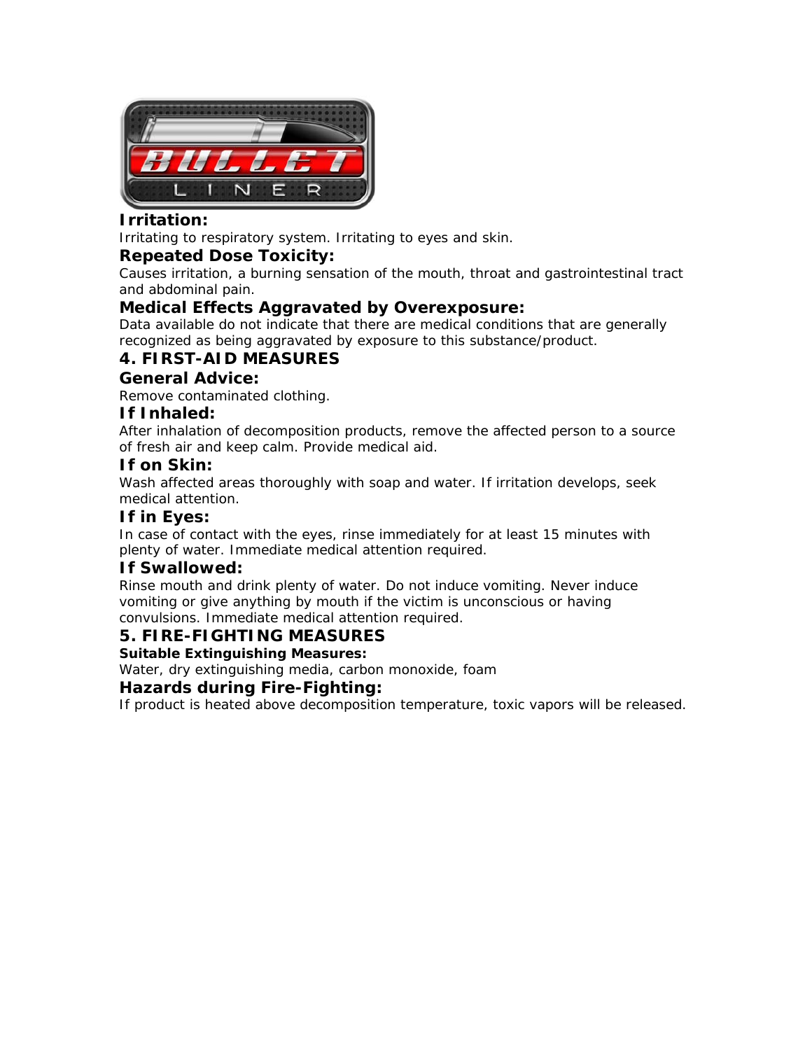### Irritation:

Irritating to respiratory system. Irritating to eyes and skin.

### Repeated Dose Toxicity:

Causes irritation, a burning sensation of the mouth, throat and gastrointestinal tract and abdominal pain.

### Medical Effects Aggravated by Overexposure:

Data available do not indicate that there are medical conditions that are generally recognized as being aggravated by exposure to this substance/product.

## 4. FIRST-AID MEASURES

### General Advice:

Remove contaminated clothing.

### If Inhaled:

After inhalation of decomposition products, remove the affected person to a source of fresh air and keep calm. Provide medical aid.

### If on Skin:

Wash affected areas thoroughly with soap and water. If irritation develops, seek medical attention.

### If in Eyes:

In case of contact with the eyes, rinse immediately for at least 15 minutes with plenty of water. Immediate medical attention required.

### If Swallowed:

Rinse mouth and drink plenty of water. Do not induce vomiting. Never induce vomiting or give anything by mouth if the victim is unconscious or having convulsions. Immediate medical attention required.

## 5. FIRE-FIGHTING MEASURES

**Suitable Extinguishing Measures:**

Water, dry extinguishing media, carbon monoxide, foam

### Hazards during Fire-Fighting:

If product is heated above decomposition temperature, toxic vapors will be released.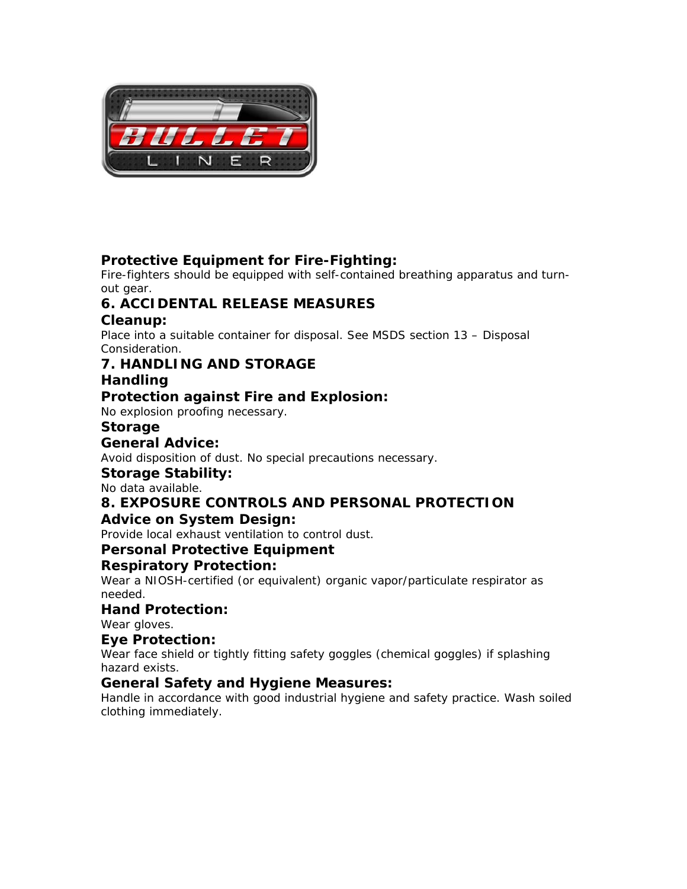### Protective Equipment for Fire-Fighting:

Fire-fighters should be equipped with self-contained breathing apparatus and turn-out gear.

## 6. ACCIDENTAL RELEASE MEASURES

### Cleanup:

Place into a suitable container for disposal. See MSDS section 13 – Disposal Consideration.

## 7. HANDLING AND STORAGE

### Handling

### Protection against Fire and Explosion:

No explosion proofing necessary.

### Storage

### General Advice:

Avoid disposition of dust. No special precautions necessary.

### Storage Stability:

No data available.

## 8. EXPOSURE CONTROLS AND PERSONAL PROTECTION

### Advice on System Design:

Provide local exhaust ventilation to control dust.

### Personal Protective Equipment

### Respiratory Protection:

Wear a NIOSH-certified (or equivalent) organic vapor/particulate respirator as needed.

### Hand Protection:

Wear gloves.

### Eye Protection:

Wear face shield or tightly fitting safety goggles (chemical goggles) if splashing hazard exists.

### General Safety and Hygiene Measures:

Handle in accordance with good industrial hygiene and safety practice. Wash soiled clothing immediately.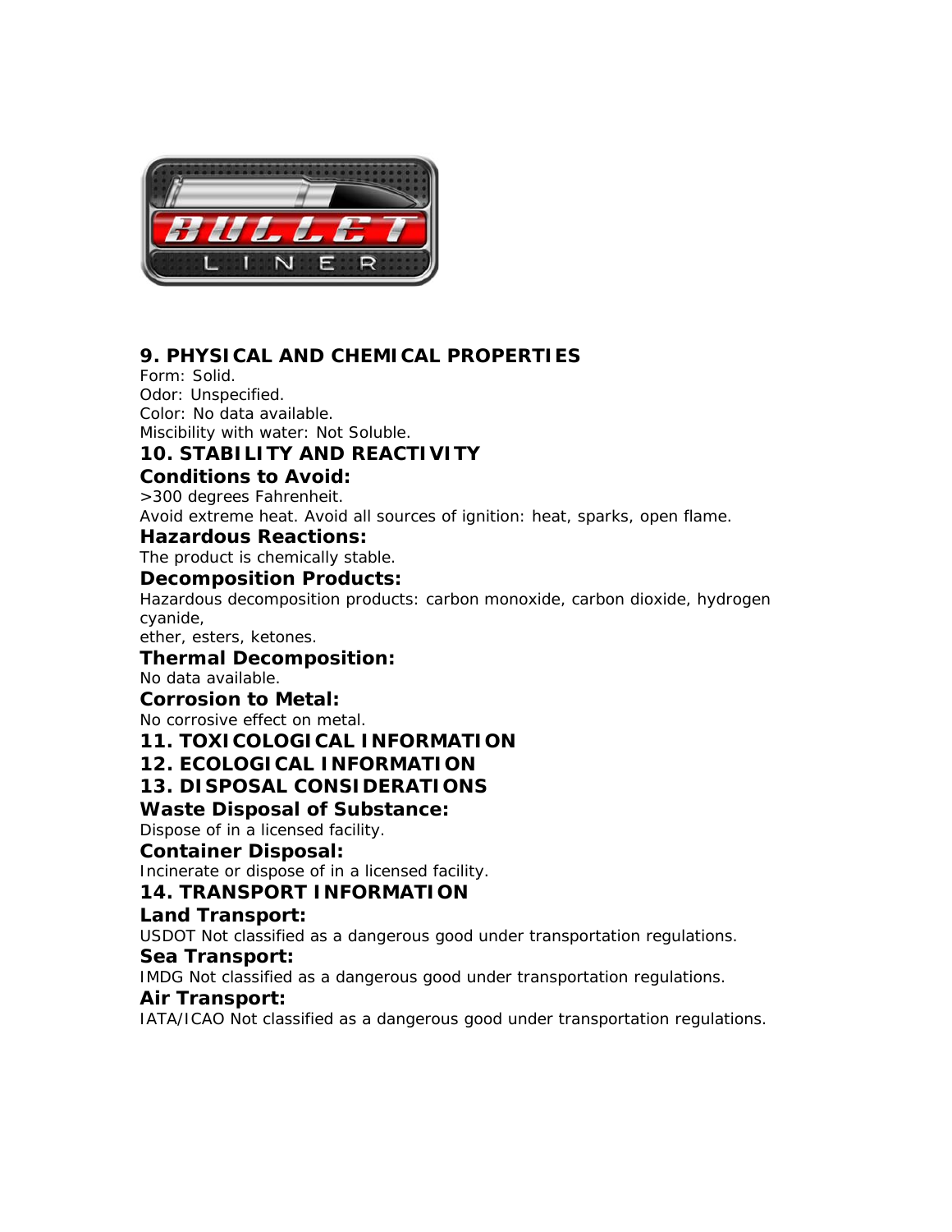## 9. PHYSICAL AND CHEMICAL PROPERTIES

Form: Solid.
Odor: Unspecified.
Color: No data available.
Miscibility with water: Not Soluble.

## 10. STABILITY AND REACTIVITY

### Conditions to Avoid:

>300 degrees Fahrenheit.
Avoid extreme heat. Avoid all sources of ignition: heat, sparks, open flame.

### Hazardous Reactions:

The product is chemically stable.

### Decomposition Products:

Hazardous decomposition products: carbon monoxide, carbon dioxide, hydrogen cyanide,
ether, esters, ketones.

### Thermal Decomposition:

No data available.

### Corrosion to Metal:

No corrosive effect on metal.

## 11. TOXICOLOGICAL INFORMATION

## 12. ECOLOGICAL INFORMATION

## 13. DISPOSAL CONSIDERATIONS

### Waste Disposal of Substance:

Dispose of in a licensed facility.

### Container Disposal:

Incinerate or dispose of in a licensed facility.

## 14. TRANSPORT INFORMATION

### Land Transport:

USDOT Not classified as a dangerous good under transportation regulations.

### Sea Transport:

IMDG Not classified as a dangerous good under transportation regulations.

### Air Transport:

IATA/ICAO Not classified as a dangerous good under transportation regulations.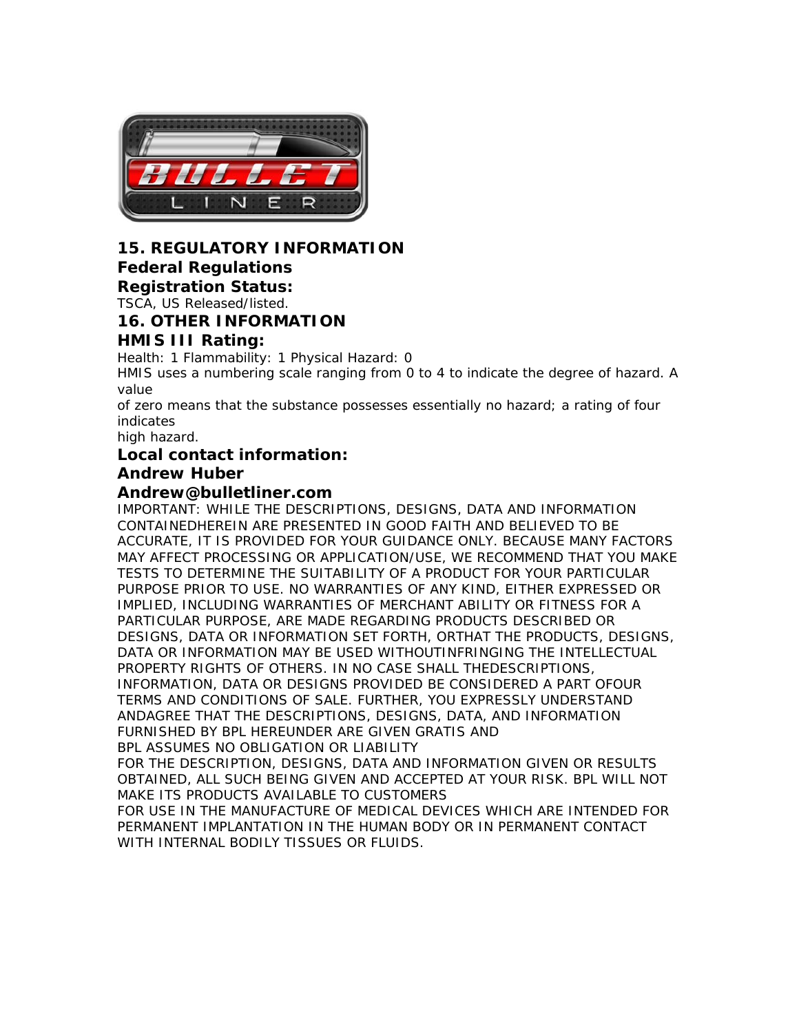## 15. REGULATORY INFORMATION

### Federal Regulations

### Registration Status:

TSCA, US Released/listed.

## 16. OTHER INFORMATION

### HMIS III Rating:

Health: 1 Flammability: 1 Physical Hazard: 0

HMIS uses a numbering scale ranging from 0 to 4 to indicate the degree of hazard. A value of zero means that the substance possesses essentially no hazard; a rating of four indicates high hazard.

### Local contact information:

**Andrew Huber**

**Andrew@bulletliner.com**

IMPORTANT: WHILE THE DESCRIPTIONS, DESIGNS, DATA AND INFORMATION CONTAINEDHEREIN ARE PRESENTED IN GOOD FAITH AND BELIEVED TO BE ACCURATE, IT IS PROVIDED FOR YOUR GUIDANCE ONLY. BECAUSE MANY FACTORS MAY AFFECT PROCESSING OR APPLICATION/USE, WE RECOMMEND THAT YOU MAKE TESTS TO DETERMINE THE SUITABILITY OF A PRODUCT FOR YOUR PARTICULAR PURPOSE PRIOR TO USE. NO WARRANTIES OF ANY KIND, EITHER EXPRESSED OR IMPLIED, INCLUDING WARRANTIES OF MERCHANT ABILITY OR FITNESS FOR A PARTICULAR PURPOSE, ARE MADE REGARDING PRODUCTS DESCRIBED OR DESIGNS, DATA OR INFORMATION SET FORTH, ORTHAT THE PRODUCTS, DESIGNS, DATA OR INFORMATION MAY BE USED WITHOUTINFRINGING THE INTELLECTUAL PROPERTY RIGHTS OF OTHERS. IN NO CASE SHALL THEDESCRIPTIONS, INFORMATION, DATA OR DESIGNS PROVIDED BE CONSIDERED A PART OFOUR TERMS AND CONDITIONS OF SALE. FURTHER, YOU EXPRESSLY UNDERSTAND ANDAGREE THAT THE DESCRIPTIONS, DESIGNS, DATA, AND INFORMATION FURNISHED BY BPL HEREUNDER ARE GIVEN GRATIS AND BPL ASSUMES NO OBLIGATION OR LIABILITY FOR THE DESCRIPTION, DESIGNS, DATA AND INFORMATION GIVEN OR RESULTS OBTAINED, ALL SUCH BEING GIVEN AND ACCEPTED AT YOUR RISK. BPL WILL NOT MAKE ITS PRODUCTS AVAILABLE TO CUSTOMERS FOR USE IN THE MANUFACTURE OF MEDICAL DEVICES WHICH ARE INTENDED FOR PERMANENT IMPLANTATION IN THE HUMAN BODY OR IN PERMANENT CONTACT WITH INTERNAL BODILY TISSUES OR FLUIDS.